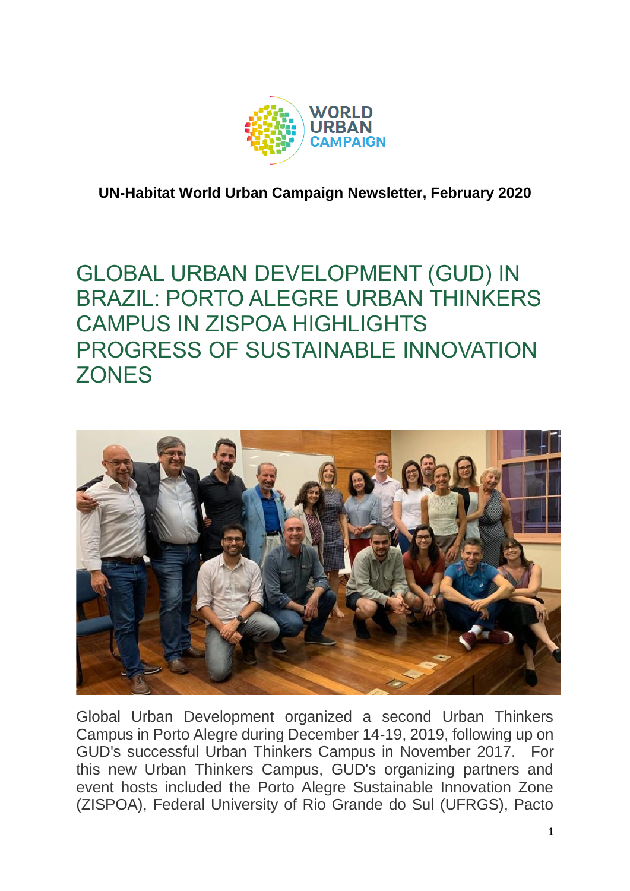**UN-Habitat World Urban Campaign Newsletter, February 2020**

# GLOBAL URBAN DEVELOPMENT (GUD) IN BRAZIL: PORTO ALEGRE URBAN THINKERS CAMPUS IN ZISPOA HIGHLIGHTS PROGRESS OF SUSTAINABLE INNOVATION ZONES

Global Urban Development organized a second Urban Thinkers Campus in Porto Alegre during December 14-19, 2019, following up on GUD's successful Urban Thinkers Campus in November 2017. For this new Urban Thinkers Campus, GUD's organizing partners and event hosts included the Porto Alegre Sustainable Innovation Zone (ZISPOA), Federal University of Rio Grande do Sul (UFRGS), Pacto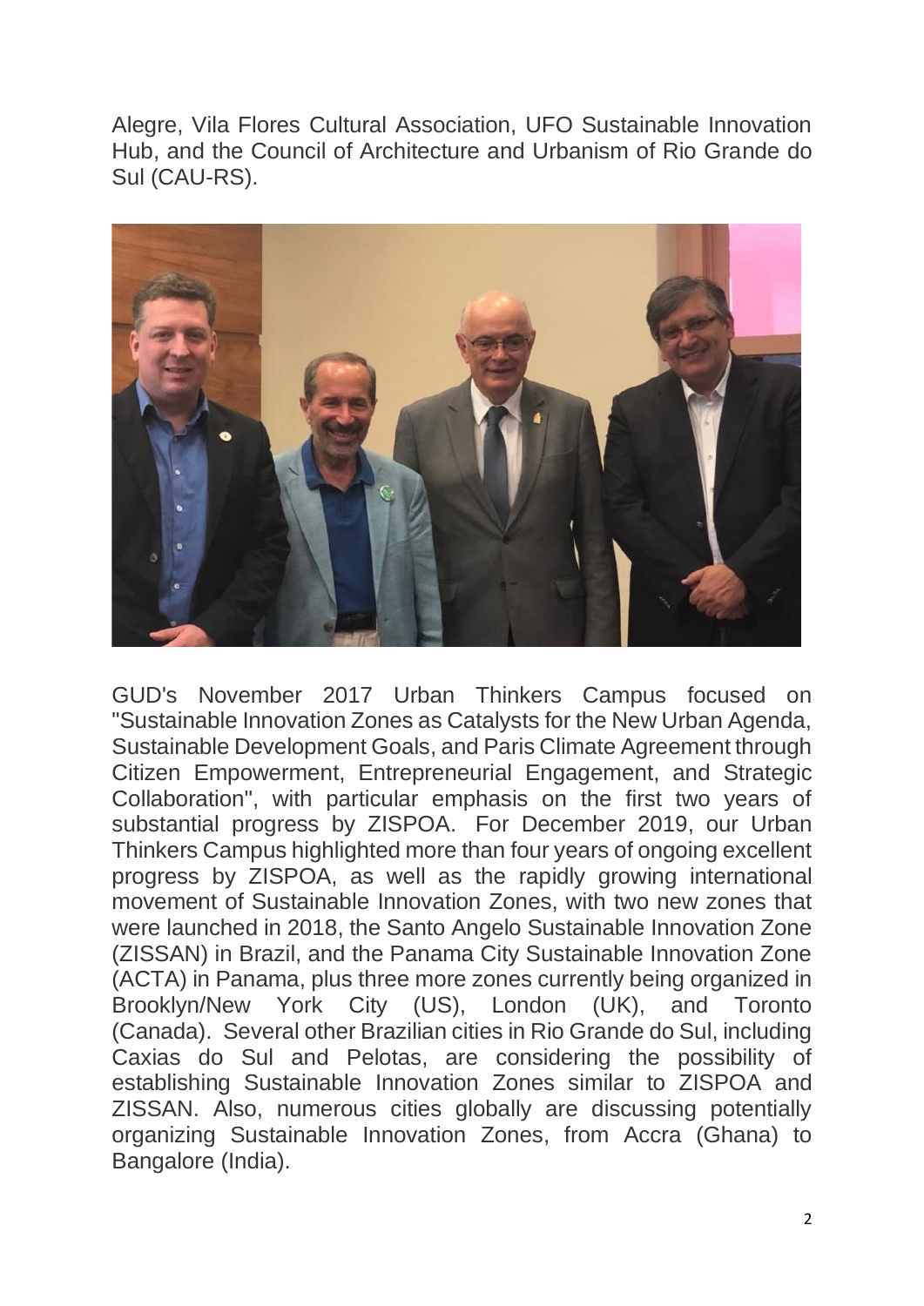Alegre, Vila Flores Cultural Association, UFO Sustainable Innovation Hub, and the Council of Architecture and Urbanism of Rio Grande do Sul (CAU-RS).

GUD's November 2017 Urban Thinkers Campus focused on "Sustainable Innovation Zones as Catalysts for the New Urban Agenda, Sustainable Development Goals, and Paris Climate Agreement through Citizen Empowerment, Entrepreneurial Engagement, and Strategic Collaboration", with particular emphasis on the first two years of substantial progress by ZISPOA. For December 2019, our Urban Thinkers Campus highlighted more than four years of ongoing excellent progress by ZISPOA, as well as the rapidly growing international movement of Sustainable Innovation Zones, with two new zones that were launched in 2018, the Santo Angelo Sustainable Innovation Zone (ZISSAN) in Brazil, and the Panama City Sustainable Innovation Zone (ACTA) in Panama, plus three more zones currently being organized in Brooklyn/New York City (US), London (UK), and Toronto (Canada). Several other Brazilian cities in Rio Grande do Sul, including Caxias do Sul and Pelotas, are considering the possibility of establishing Sustainable Innovation Zones similar to ZISPOA and ZISSAN. Also, numerous cities globally are discussing potentially organizing Sustainable Innovation Zones, from Accra (Ghana) to Bangalore (India).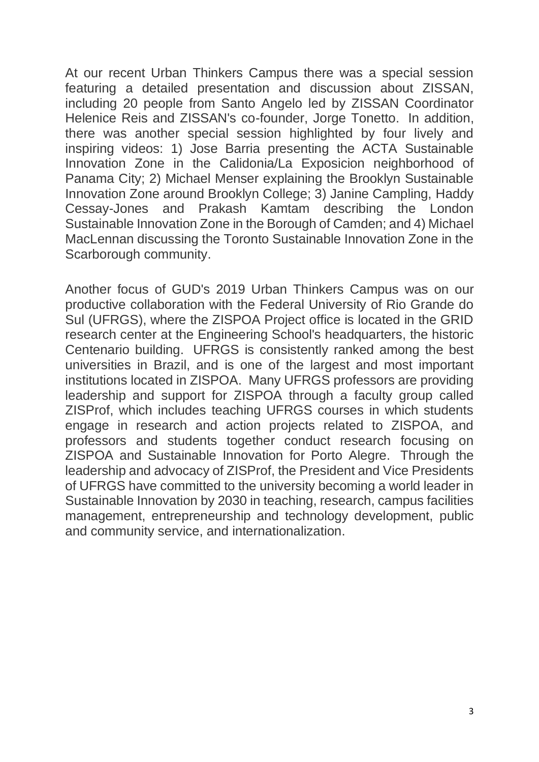At our recent Urban Thinkers Campus there was a special session featuring a detailed presentation and discussion about ZISSAN, including 20 people from Santo Angelo led by ZISSAN Coordinator Helenice Reis and ZISSAN's co-founder, Jorge Tonetto. In addition, there was another special session highlighted by four lively and inspiring videos: 1) Jose Barria presenting the ACTA Sustainable Innovation Zone in the Calidonia/La Exposicion neighborhood of Panama City; 2) Michael Menser explaining the Brooklyn Sustainable Innovation Zone around Brooklyn College; 3) Janine Campling, Haddy Cessay-Jones and Prakash Kamtam describing the London Sustainable Innovation Zone in the Borough of Camden; and 4) Michael MacLennan discussing the Toronto Sustainable Innovation Zone in the Scarborough community.

Another focus of GUD's 2019 Urban Thinkers Campus was on our productive collaboration with the Federal University of Rio Grande do Sul (UFRGS), where the ZISPOA Project office is located in the GRID research center at the Engineering School's headquarters, the historic Centenario building. UFRGS is consistently ranked among the best universities in Brazil, and is one of the largest and most important institutions located in ZISPOA. Many UFRGS professors are providing leadership and support for ZISPOA through a faculty group called ZISProf, which includes teaching UFRGS courses in which students engage in research and action projects related to ZISPOA, and professors and students together conduct research focusing on ZISPOA and Sustainable Innovation for Porto Alegre. Through the leadership and advocacy of ZISProf, the President and Vice Presidents of UFRGS have committed to the university becoming a world leader in Sustainable Innovation by 2030 in teaching, research, campus facilities management, entrepreneurship and technology development, public and community service, and internationalization.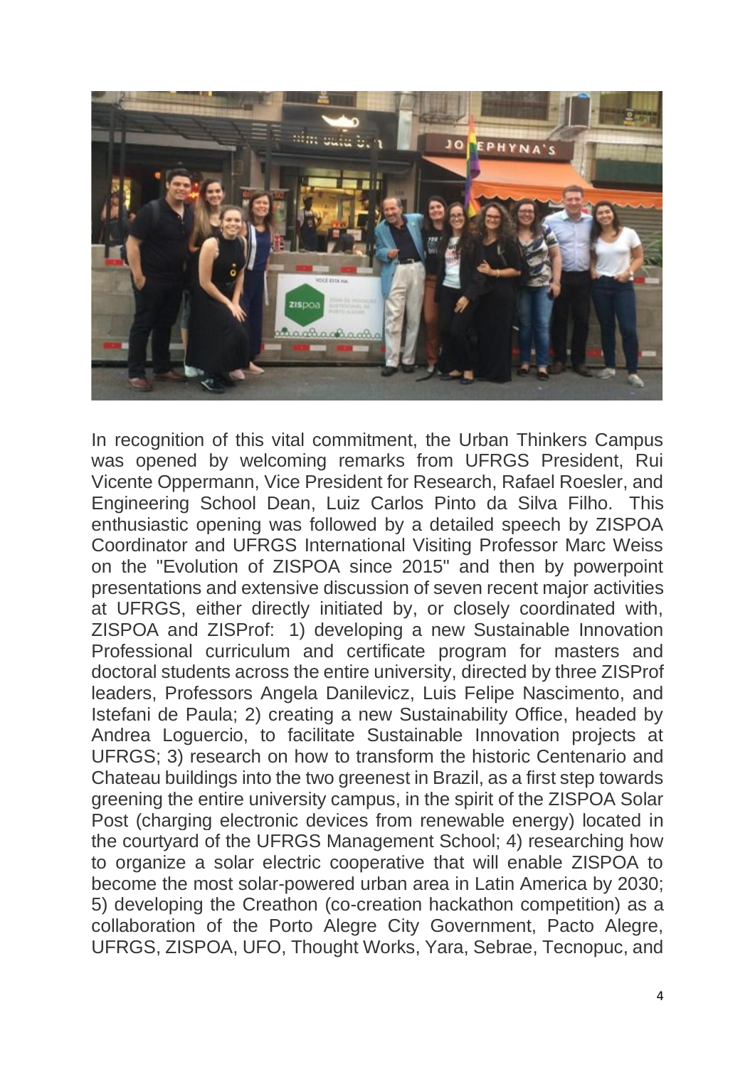In recognition of this vital commitment, the Urban Thinkers Campus was opened by welcoming remarks from UFRGS President, Rui Vicente Oppermann, Vice President for Research, Rafael Roesler, and Engineering School Dean, Luiz Carlos Pinto da Silva Filho. This enthusiastic opening was followed by a detailed speech by ZISPOA Coordinator and UFRGS International Visiting Professor Marc Weiss on the "Evolution of ZISPOA since 2015" and then by powerpoint presentations and extensive discussion of seven recent major activities at UFRGS, either directly initiated by, or closely coordinated with, ZISPOA and ZISProf: 1) developing a new Sustainable Innovation Professional curriculum and certificate program for masters and doctoral students across the entire university, directed by three ZISProf leaders, Professors Angela Danilevicz, Luis Felipe Nascimento, and Istefani de Paula; 2) creating a new Sustainability Office, headed by Andrea Loguercio, to facilitate Sustainable Innovation projects at UFRGS; 3) research on how to transform the historic Centenario and Chateau buildings into the two greenest in Brazil, as a first step towards greening the entire university campus, in the spirit of the ZISPOA Solar Post (charging electronic devices from renewable energy) located in the courtyard of the UFRGS Management School; 4) researching how to organize a solar electric cooperative that will enable ZISPOA to become the most solar-powered urban area in Latin America by 2030; 5) developing the Creathon (co-creation hackathon competition) as a collaboration of the Porto Alegre City Government, Pacto Alegre, UFRGS, ZISPOA, UFO, Thought Works, Yara, Sebrae, Tecnopuc, and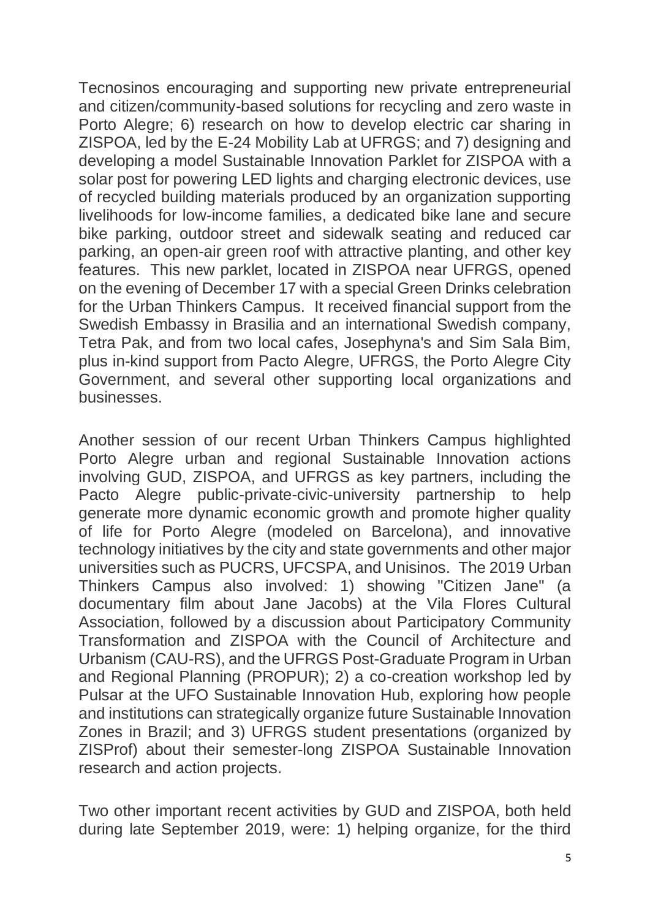Tecnosinos encouraging and supporting new private entrepreneurial and citizen/community-based solutions for recycling and zero waste in Porto Alegre; 6) research on how to develop electric car sharing in ZISPOA, led by the E-24 Mobility Lab at UFRGS; and 7) designing and developing a model Sustainable Innovation Parklet for ZISPOA with a solar post for powering LED lights and charging electronic devices, use of recycled building materials produced by an organization supporting livelihoods for low-income families, a dedicated bike lane and secure bike parking, outdoor street and sidewalk seating and reduced car parking, an open-air green roof with attractive planting, and other key features. This new parklet, located in ZISPOA near UFRGS, opened on the evening of December 17 with a special Green Drinks celebration for the Urban Thinkers Campus. It received financial support from the Swedish Embassy in Brasilia and an international Swedish company, Tetra Pak, and from two local cafes, Josephyna's and Sim Sala Bim, plus in-kind support from Pacto Alegre, UFRGS, the Porto Alegre City Government, and several other supporting local organizations and businesses.

Another session of our recent Urban Thinkers Campus highlighted Porto Alegre urban and regional Sustainable Innovation actions involving GUD, ZISPOA, and UFRGS as key partners, including the Pacto Alegre public-private-civic-university partnership to help generate more dynamic economic growth and promote higher quality of life for Porto Alegre (modeled on Barcelona), and innovative technology initiatives by the city and state governments and other major universities such as PUCRS, UFCSPA, and Unisinos. The 2019 Urban Thinkers Campus also involved: 1) showing "Citizen Jane" (a documentary film about Jane Jacobs) at the Vila Flores Cultural Association, followed by a discussion about Participatory Community Transformation and ZISPOA with the Council of Architecture and Urbanism (CAU-RS), and the UFRGS Post-Graduate Program in Urban and Regional Planning (PROPUR); 2) a co-creation workshop led by Pulsar at the UFO Sustainable Innovation Hub, exploring how people and institutions can strategically organize future Sustainable Innovation Zones in Brazil; and 3) UFRGS student presentations (organized by ZISProf) about their semester-long ZISPOA Sustainable Innovation research and action projects.

Two other important recent activities by GUD and ZISPOA, both held during late September 2019, were: 1) helping organize, for the third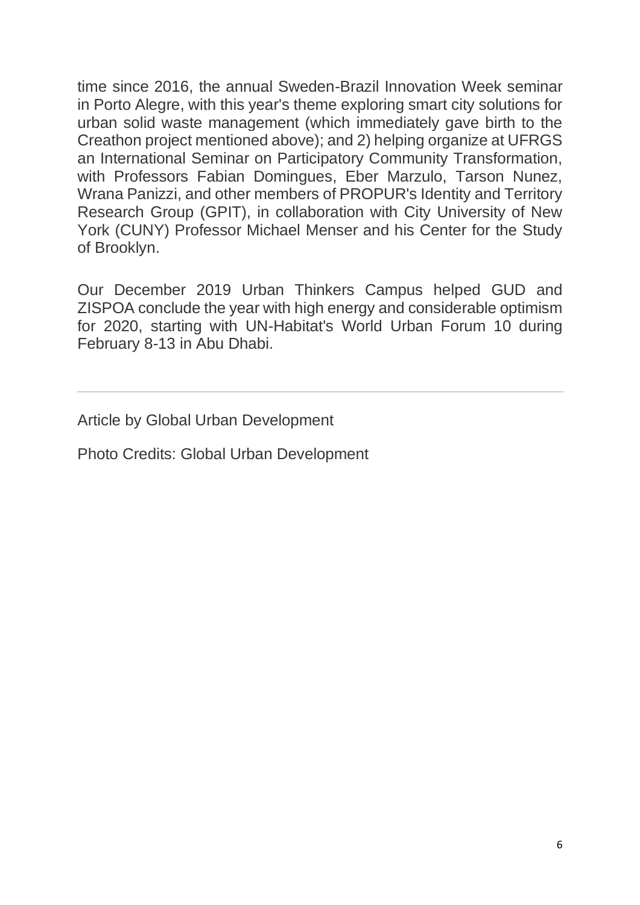time since 2016, the annual Sweden-Brazil Innovation Week seminar in Porto Alegre, with this year's theme exploring smart city solutions for urban solid waste management (which immediately gave birth to the Creathon project mentioned above); and 2) helping organize at UFRGS an International Seminar on Participatory Community Transformation, with Professors Fabian Domingues, Eber Marzulo, Tarson Nunez, Wrana Panizzi, and other members of PROPUR's Identity and Territory Research Group (GPIT), in collaboration with City University of New York (CUNY) Professor Michael Menser and his Center for the Study of Brooklyn.

Our December 2019 Urban Thinkers Campus helped GUD and ZISPOA conclude the year with high energy and considerable optimism for 2020, starting with UN-Habitat's World Urban Forum 10 during February 8-13 in Abu Dhabi.

---

Article by Global Urban Development

Photo Credits: Global Urban Development